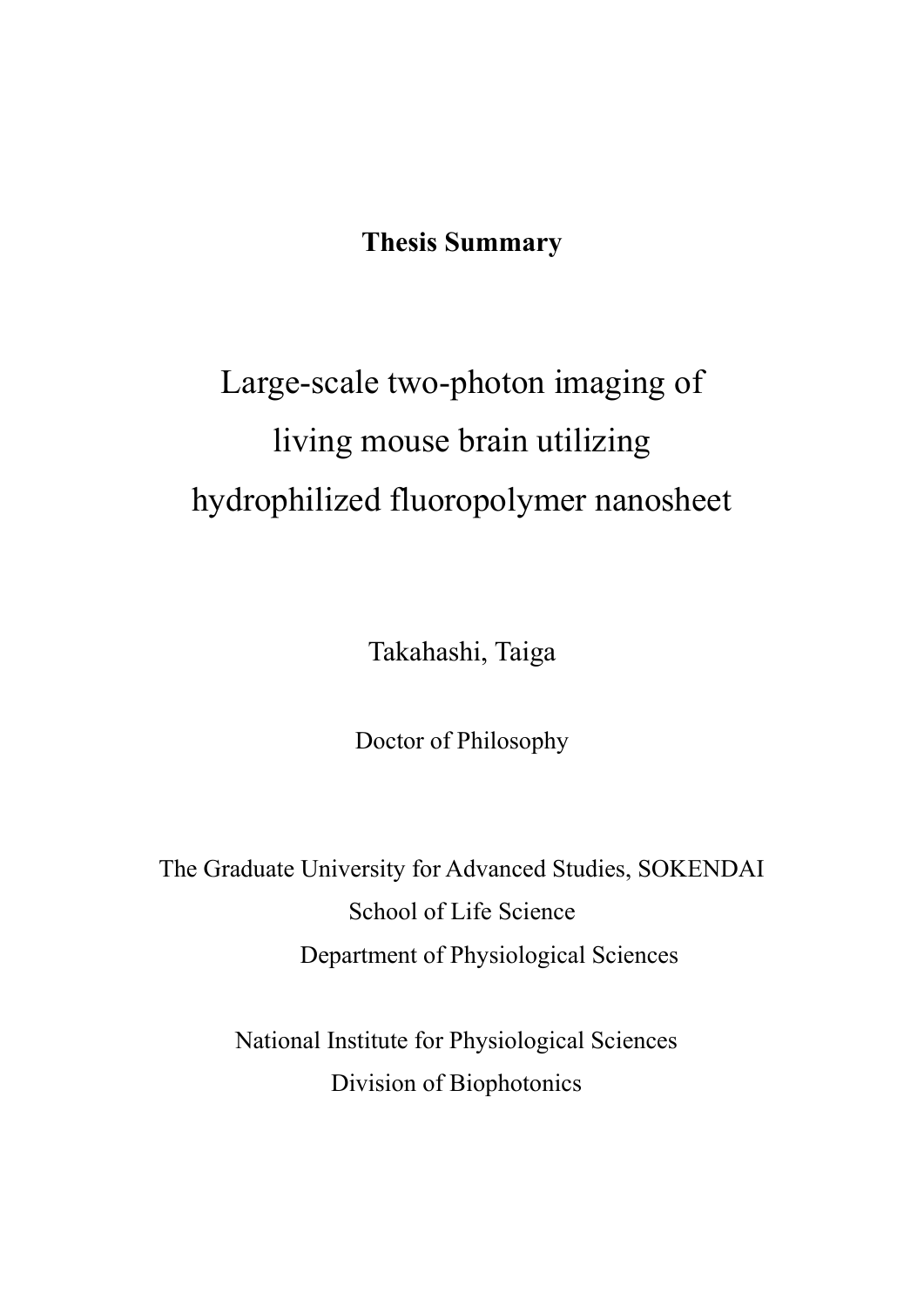**Thesis Summary**

# Large-scale two-photon imaging of living mouse brain utilizing hydrophilized fluoropolymer nanosheet

Takahashi, Taiga

Doctor of Philosophy

The Graduate University for Advanced Studies, SOKENDAI

School of Life Science

Department of Physiological Sciences

National Institute for Physiological Sciences

Division of Biophotonics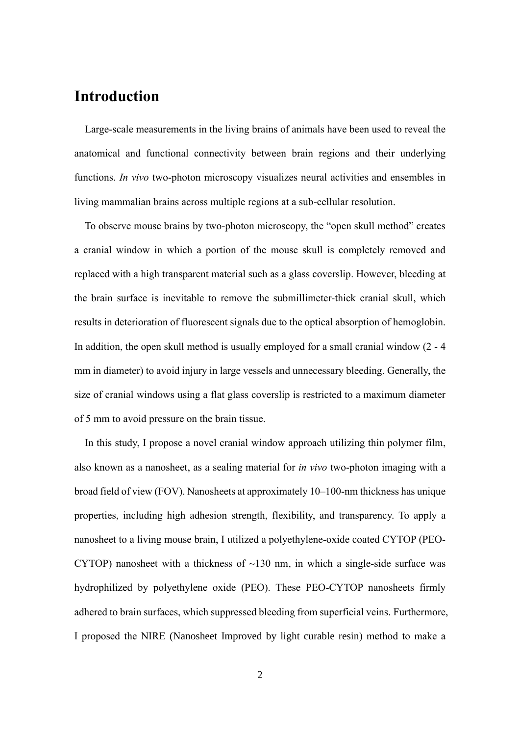# Introduction

Large-scale measurements in the living brains of animals have been used to reveal the anatomical and functional connectivity between brain regions and their underlying functions. *In vivo* two-photon microscopy visualizes neural activities and ensembles in living mammalian brains across multiple regions at a sub-cellular resolution.

To observe mouse brains by two-photon microscopy, the "open skull method" creates a cranial window in which a portion of the mouse skull is completely removed and replaced with a high transparent material such as a glass coverslip. However, bleeding at the brain surface is inevitable to remove the submillimeter-thick cranial skull, which results in deterioration of fluorescent signals due to the optical absorption of hemoglobin. In addition, the open skull method is usually employed for a small cranial window (2 - 4 mm in diameter) to avoid injury in large vessels and unnecessary bleeding. Generally, the size of cranial windows using a flat glass coverslip is restricted to a maximum diameter of 5 mm to avoid pressure on the brain tissue.

In this study, I propose a novel cranial window approach utilizing thin polymer film, also known as a nanosheet, as a sealing material for *in vivo* two-photon imaging with a broad field of view (FOV). Nanosheets at approximately 10–100-nm thickness has unique properties, including high adhesion strength, flexibility, and transparency. To apply a nanosheet to a living mouse brain, I utilized a polyethylene-oxide coated CYTOP (PEO-CYTOP) nanosheet with a thickness of ~130 nm, in which a single-side surface was hydrophilized by polyethylene oxide (PEO). These PEO-CYTOP nanosheets firmly adhered to brain surfaces, which suppressed bleeding from superficial veins. Furthermore, I proposed the NIRE (Nanosheet Improved by light curable resin) method to make a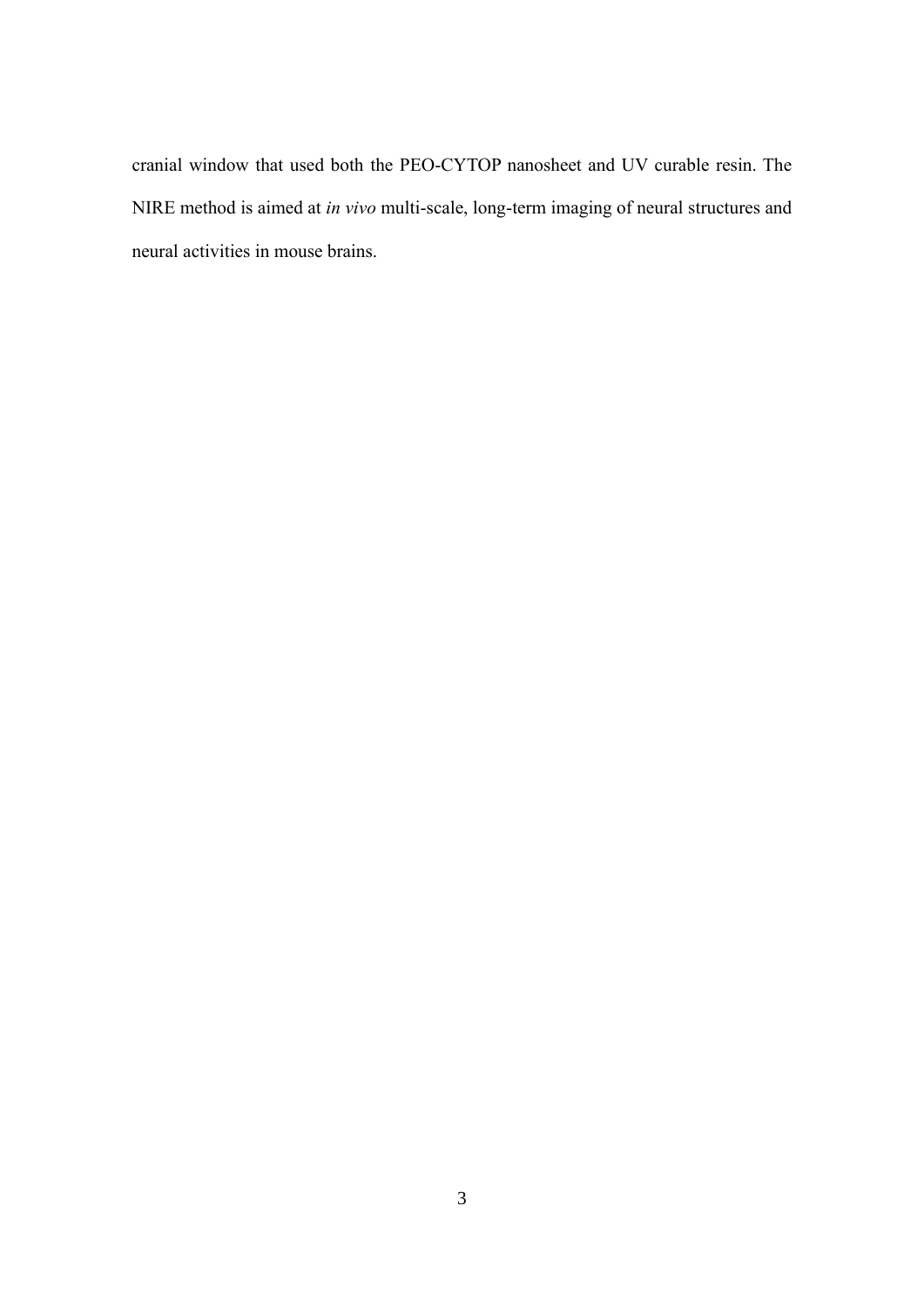cranial window that used both the PEO-CYTOP nanosheet and UV curable resin. The NIRE method is aimed at *in vivo* multi-scale, long-term imaging of neural structures and neural activities in mouse brains.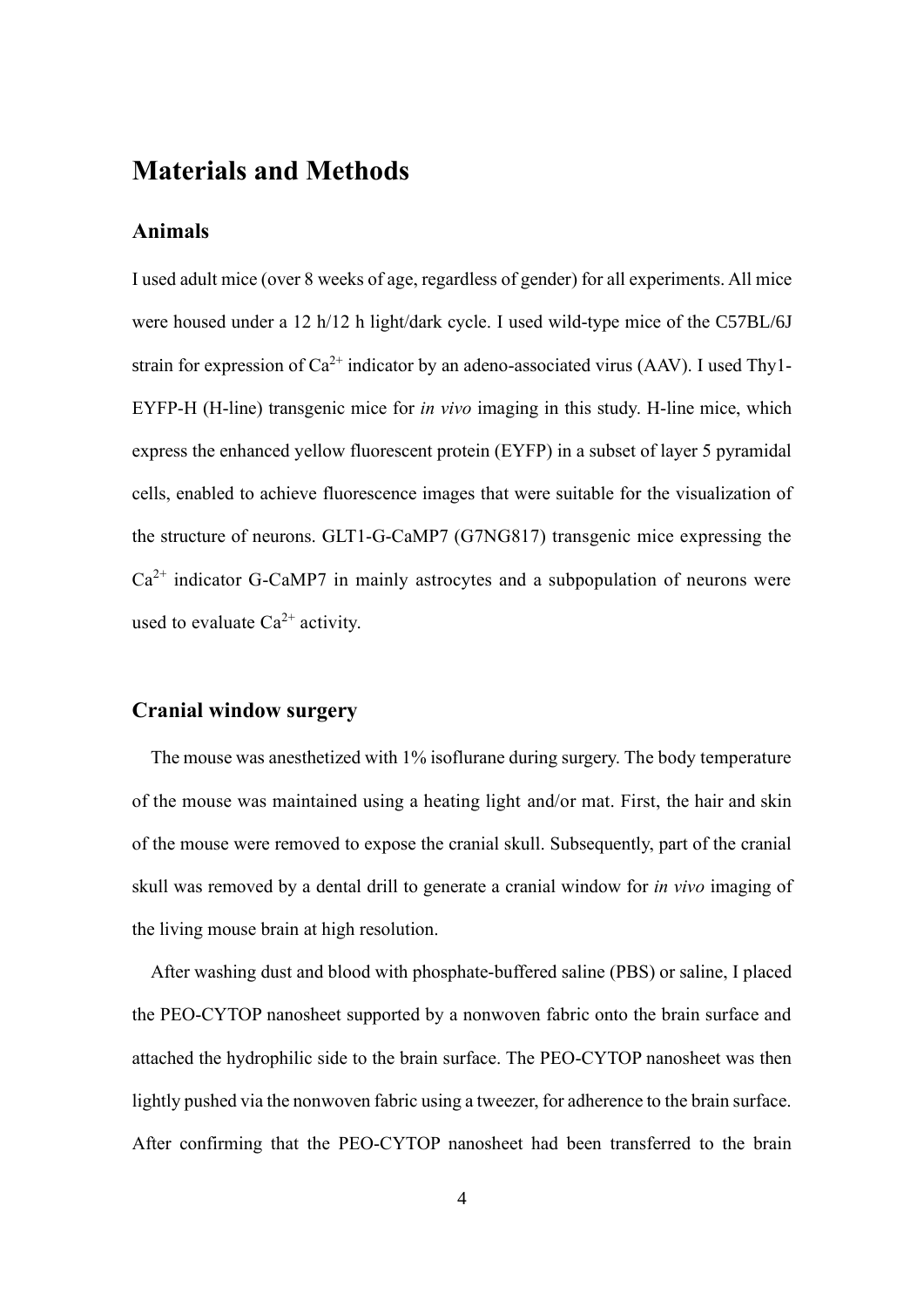# Materials and Methods

## Animals

I used adult mice (over 8 weeks of age, regardless of gender) for all experiments. All mice were housed under a 12 h/12 h light/dark cycle. I used wild-type mice of the C57BL/6J strain for expression of $Ca^{2+}$ indicator by an adeno-associated virus (AAV). I used Thy1-EYFP-H (H-line) transgenic mice for *in vivo* imaging in this study. H-line mice, which express the enhanced yellow fluorescent protein (EYFP) in a subset of layer 5 pyramidal cells, enabled to achieve fluorescence images that were suitable for the visualization of the structure of neurons. GLT1-G-CaMP7 (G7NG817) transgenic mice expressing the $Ca^{2+}$ indicator G-CaMP7 in mainly astrocytes and a subpopulation of neurons were used to evaluate $Ca^{2+}$ activity.

## Cranial window surgery

The mouse was anesthetized with 1% isoflurane during surgery. The body temperature of the mouse was maintained using a heating light and/or mat. First, the hair and skin of the mouse were removed to expose the cranial skull. Subsequently, part of the cranial skull was removed by a dental drill to generate a cranial window for *in vivo* imaging of the living mouse brain at high resolution.

After washing dust and blood with phosphate-buffered saline (PBS) or saline, I placed the PEO-CYTOP nanosheet supported by a nonwoven fabric onto the brain surface and attached the hydrophilic side to the brain surface. The PEO-CYTOP nanosheet was then lightly pushed via the nonwoven fabric using a tweezer, for adherence to the brain surface. After confirming that the PEO-CYTOP nanosheet had been transferred to the brain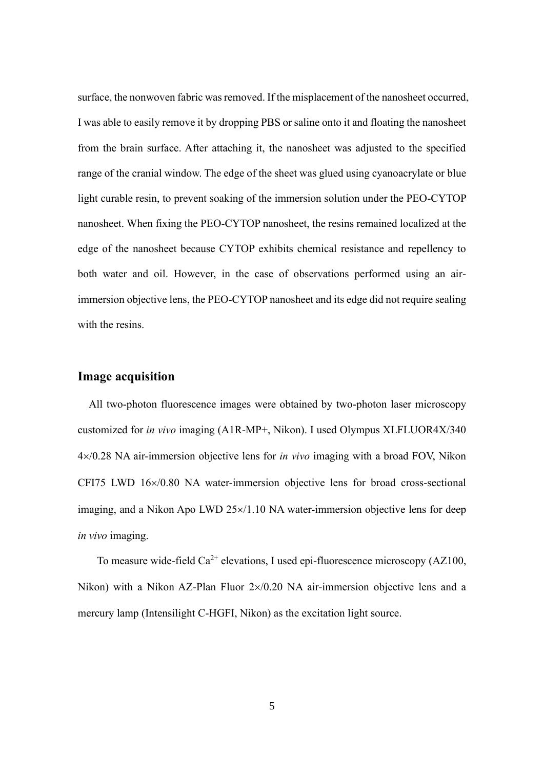surface, the nonwoven fabric was removed. If the misplacement of the nanosheet occurred, I was able to easily remove it by dropping PBS or saline onto it and floating the nanosheet from the brain surface. After attaching it, the nanosheet was adjusted to the specified range of the cranial window. The edge of the sheet was glued using cyanoacrylate or blue light curable resin, to prevent soaking of the immersion solution under the PEO-CYTOP nanosheet. When fixing the PEO-CYTOP nanosheet, the resins remained localized at the edge of the nanosheet because CYTOP exhibits chemical resistance and repellency to both water and oil. However, in the case of observations performed using an air-immersion objective lens, the PEO-CYTOP nanosheet and its edge did not require sealing with the resins.

## Image acquisition

All two-photon fluorescence images were obtained by two-photon laser microscopy customized for *in vivo* imaging (A1R-MP+, Nikon). I used Olympus XLFLUOR4X/340 4×/0.28 NA air-immersion objective lens for *in vivo* imaging with a broad FOV, Nikon CFI75 LWD 16×/0.80 NA water-immersion objective lens for broad cross-sectional imaging, and a Nikon Apo LWD 25×/1.10 NA water-immersion objective lens for deep *in vivo* imaging.

To measure wide-field $Ca^{2+}$ elevations, I used epi-fluorescence microscopy (AZ100, Nikon) with a Nikon AZ-Plan Fluor 2×/0.20 NA air-immersion objective lens and a mercury lamp (Intensilight C-HGFI, Nikon) as the excitation light source.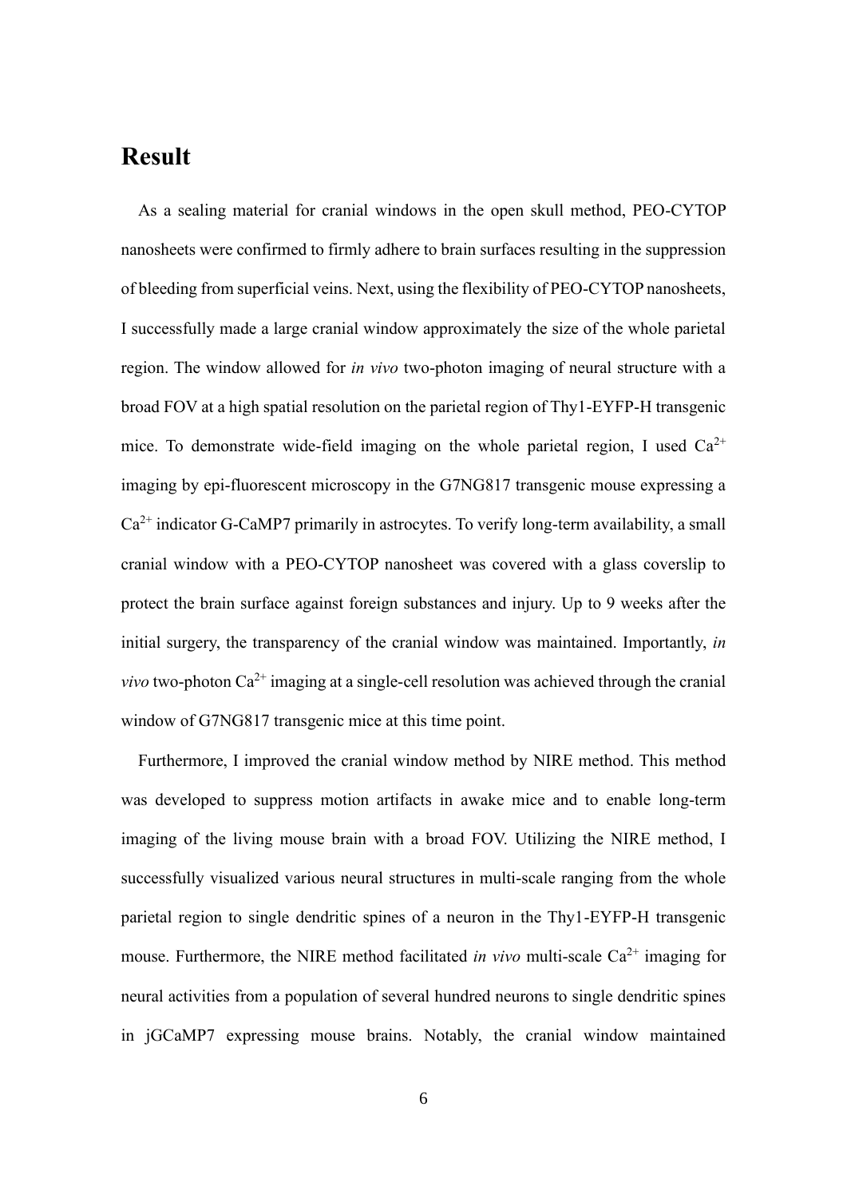# Result

As a sealing material for cranial windows in the open skull method, PEO-CYTOP nanosheets were confirmed to firmly adhere to brain surfaces resulting in the suppression of bleeding from superficial veins. Next, using the flexibility of PEO-CYTOP nanosheets, I successfully made a large cranial window approximately the size of the whole parietal region. The window allowed for *in vivo* two-photon imaging of neural structure with a broad FOV at a high spatial resolution on the parietal region of Thy1-EYFP-H transgenic mice. To demonstrate wide-field imaging on the whole parietal region, I used $Ca^{2+}$ imaging by epi-fluorescent microscopy in the G7NG817 transgenic mouse expressing a $Ca^{2+}$ indicator G-CaMP7 primarily in astrocytes. To verify long-term availability, a small cranial window with a PEO-CYTOP nanosheet was covered with a glass coverslip to protect the brain surface against foreign substances and injury. Up to 9 weeks after the initial surgery, the transparency of the cranial window was maintained. Importantly, *in vivo* two-photon $Ca^{2+}$ imaging at a single-cell resolution was achieved through the cranial window of G7NG817 transgenic mice at this time point.

Furthermore, I improved the cranial window method by NIRE method. This method was developed to suppress motion artifacts in awake mice and to enable long-term imaging of the living mouse brain with a broad FOV. Utilizing the NIRE method, I successfully visualized various neural structures in multi-scale ranging from the whole parietal region to single dendritic spines of a neuron in the Thy1-EYFP-H transgenic mouse. Furthermore, the NIRE method facilitated *in vivo* multi-scale $Ca^{2+}$ imaging for neural activities from a population of several hundred neurons to single dendritic spines in jGCaMP7 expressing mouse brains. Notably, the cranial window maintained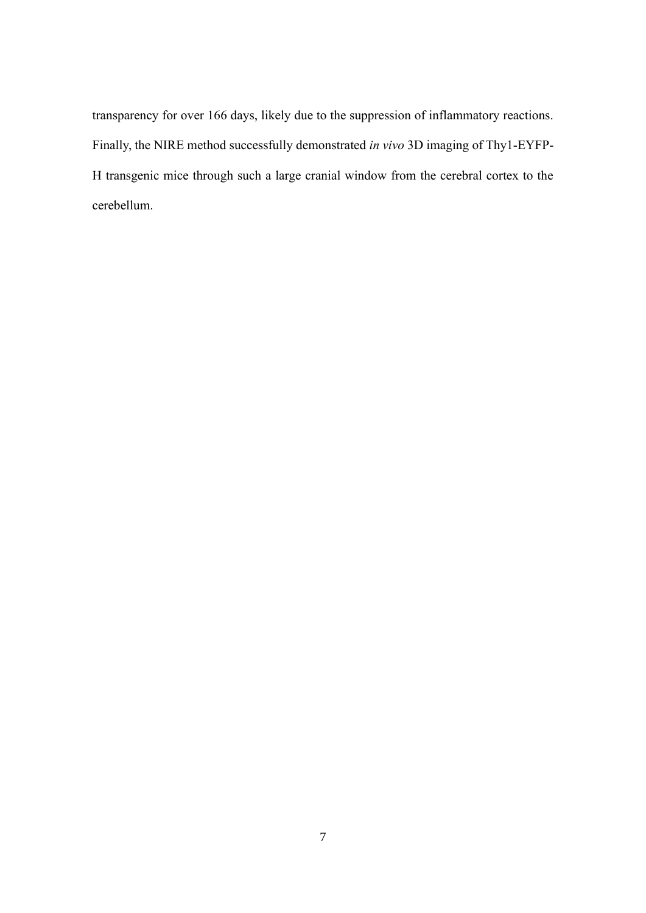transparency for over 166 days, likely due to the suppression of inflammatory reactions. Finally, the NIRE method successfully demonstrated *in vivo* 3D imaging of Thy1-EYFP-H transgenic mice through such a large cranial window from the cerebral cortex to the cerebellum.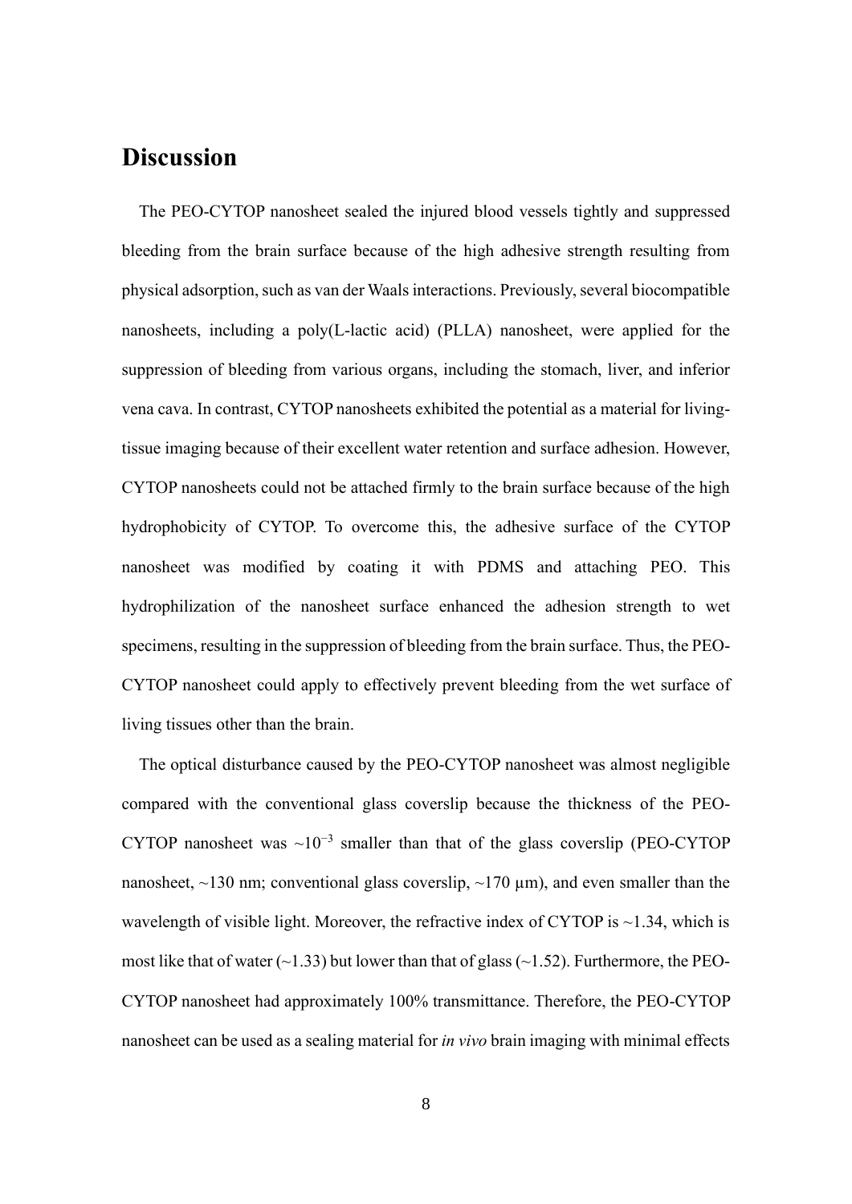## Discussion

The PEO-CYTOP nanosheet sealed the injured blood vessels tightly and suppressed bleeding from the brain surface because of the high adhesive strength resulting from physical adsorption, such as van der Waals interactions. Previously, several biocompatible nanosheets, including a poly(L-lactic acid) (PLLA) nanosheet, were applied for the suppression of bleeding from various organs, including the stomach, liver, and inferior vena cava. In contrast, CYTOP nanosheets exhibited the potential as a material for living-tissue imaging because of their excellent water retention and surface adhesion. However, CYTOP nanosheets could not be attached firmly to the brain surface because of the high hydrophobicity of CYTOP. To overcome this, the adhesive surface of the CYTOP nanosheet was modified by coating it with PDMS and attaching PEO. This hydrophilization of the nanosheet surface enhanced the adhesion strength to wet specimens, resulting in the suppression of bleeding from the brain surface. Thus, the PEO-CYTOP nanosheet could apply to effectively prevent bleeding from the wet surface of living tissues other than the brain.

The optical disturbance caused by the PEO-CYTOP nanosheet was almost negligible compared with the conventional glass coverslip because the thickness of the PEO-CYTOP nanosheet was $\sim 10^{-3}$ smaller than that of the glass coverslip (PEO-CYTOP nanosheet, ~130 nm; conventional glass coverslip, ~170 μm), and even smaller than the wavelength of visible light. Moreover, the refractive index of CYTOP is ~1.34, which is most like that of water (~1.33) but lower than that of glass (~1.52). Furthermore, the PEO-CYTOP nanosheet had approximately 100% transmittance. Therefore, the PEO-CYTOP nanosheet can be used as a sealing material for *in vivo* brain imaging with minimal effects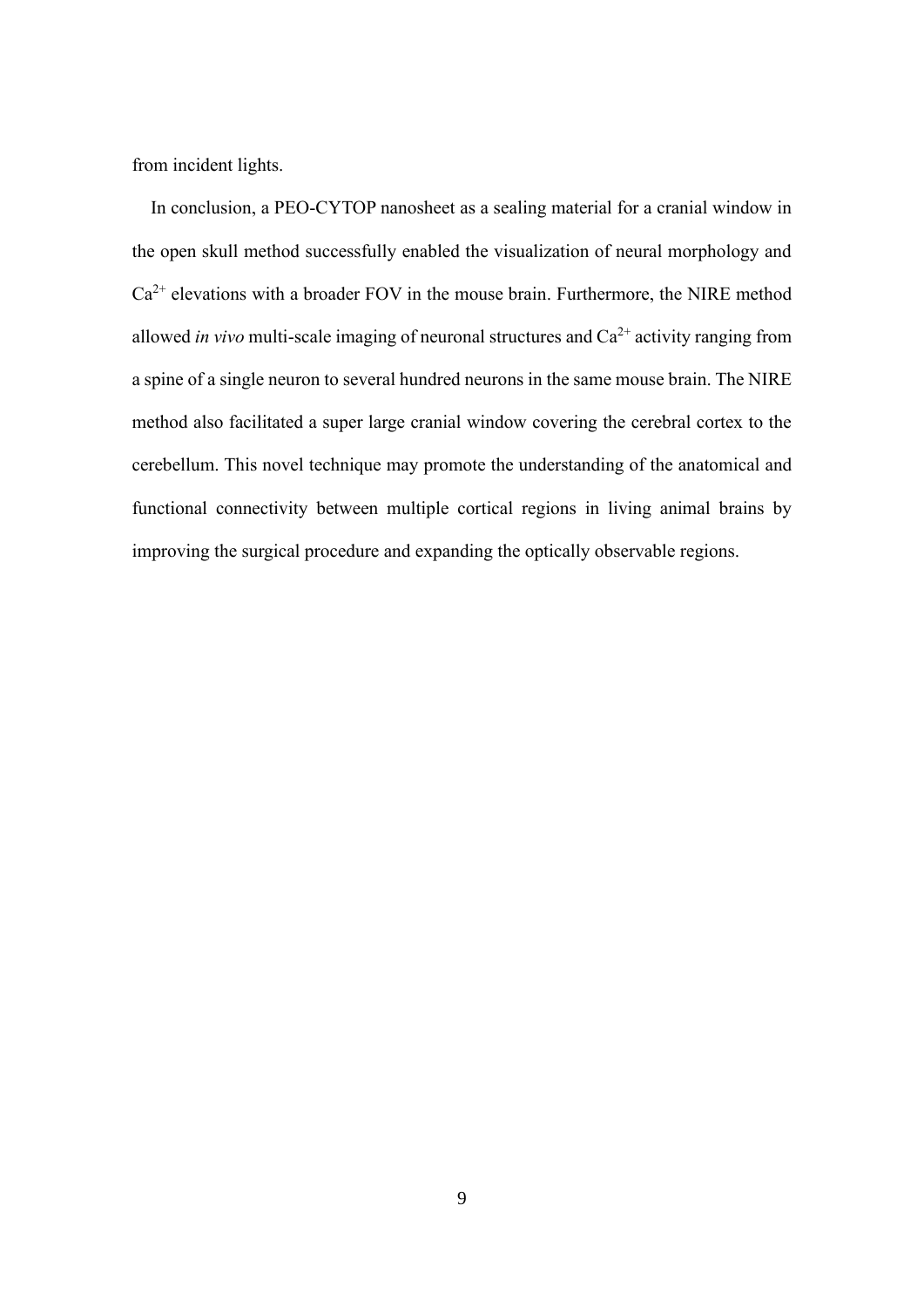from incident lights.

In conclusion, a PEO-CYTOP nanosheet as a sealing material for a cranial window in the open skull method successfully enabled the visualization of neural morphology and $Ca^{2+}$ elevations with a broader FOV in the mouse brain. Furthermore, the NIRE method allowed *in vivo* multi-scale imaging of neuronal structures and $Ca^{2+}$ activity ranging from a spine of a single neuron to several hundred neurons in the same mouse brain. The NIRE method also facilitated a super large cranial window covering the cerebral cortex to the cerebellum. This novel technique may promote the understanding of the anatomical and functional connectivity between multiple cortical regions in living animal brains by improving the surgical procedure and expanding the optically observable regions.